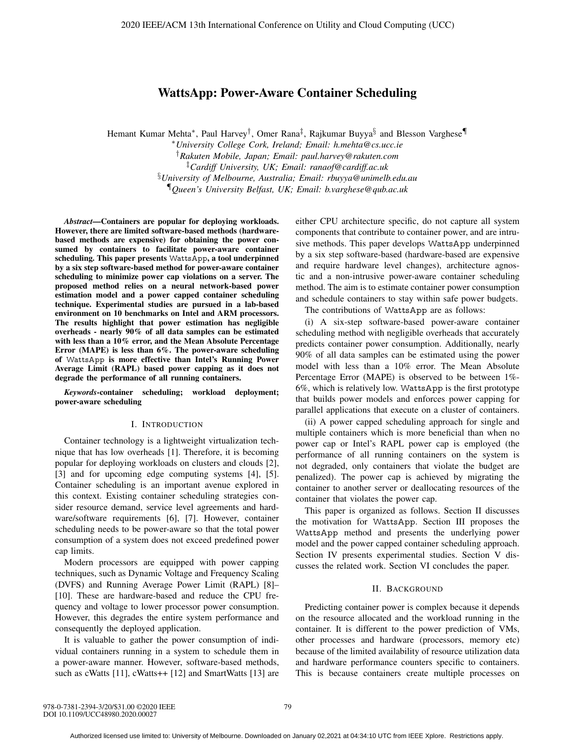# WattsApp: Power-Aware Container Scheduling

Hemant Kumar Mehta[*], Paul Harvey[†], Omer Rana[‡], Rajkumar Buyya[§] and Blesson Varghese[¶]

[*]*University College Cork, Ireland; Email: h.mehta@cs.ucc.ie*
[†]*Rakuten Mobile, Japan; Email: paul.harvey@rakuten.com*
[‡]*Cardiff University, UK; Email: ranaof@cardiff.ac.uk*
[§]*University of Melbourne, Australia; Email: rbuyya@unimelb.edu.au*
[¶]*Queen's University Belfast, UK; Email: b.varghese@qub.ac.uk*

***Abstract*—Containers are popular for deploying workloads. However, there are limited software-based methods (hardware-based methods are expensive) for obtaining the power consumed by containers to facilitate power-aware container scheduling. This paper presents `WattsApp`, a tool underpinned by a six step software-based method for power-aware container scheduling to minimize power cap violations on a server. The proposed method relies on a neural network-based power estimation model and a power capped container scheduling technique. Experimental studies are pursued in a lab-based environment on 10 benchmarks on Intel and ARM processors. The results highlight that power estimation has negligible overheads - nearly 90% of all data samples can be estimated with less than a 10% error, and the Mean Absolute Percentage Error (MAPE) is less than 6%. The power-aware scheduling of `WattsApp` is more effective than Intel's Running Power Average Limit (RAPL) based power capping as it does not degrade the performance of all running containers.**

***Keywords*-container scheduling; workload deployment; power-aware scheduling**

## I. Introduction

Container technology is a lightweight virtualization technique that has low overheads [1]. Therefore, it is becoming popular for deploying workloads on clusters and clouds [2], [3] and for upcoming edge computing systems [4], [5]. Container scheduling is an important avenue explored in this context. Existing container scheduling strategies consider resource demand, service level agreements and hardware/software requirements [6], [7]. However, container scheduling needs to be power-aware so that the total power consumption of a system does not exceed predefined power cap limits.

Modern processors are equipped with power capping techniques, such as Dynamic Voltage and Frequency Scaling (DVFS) and Running Average Power Limit (RAPL) [8]–[10]. These are hardware-based and reduce the CPU frequency and voltage to lower processor power consumption. However, this degrades the entire system performance and consequently the deployed application.

It is valuable to gather the power consumption of individual containers running in a system to schedule them in a power-aware manner. However, software-based methods, such as cWatts [11], cWatts++ [12] and SmartWatts [13] are either CPU architecture specific, do not capture all system components that contribute to container power, and are intrusive methods. This paper develops `WattsApp` underpinned by a six step software-based (hardware-based are expensive and require hardware level changes), architecture agnostic and a non-intrusive power-aware container scheduling method. The aim is to estimate container power consumption and schedule containers to stay within safe power budgets.

The contributions of `WattsApp` are as follows:

(i) A six-step software-based power-aware container scheduling method with negligible overheads that accurately predicts container power consumption. Additionally, nearly 90% of all data samples can be estimated using the power model with less than a 10% error. The Mean Absolute Percentage Error (MAPE) is observed to be between 1%-6%, which is relatively low. `WattsApp` is the first prototype that builds power models and enforces power capping for parallel applications that execute on a cluster of containers.

(ii) A power capped scheduling approach for single and multiple containers which is more beneficial than when no power cap or Intel's RAPL power cap is employed (the performance of all running containers on the system is not degraded, only containers that violate the budget are penalized). The power cap is achieved by migrating the container to another server or deallocating resources of the container that violates the power cap.

This paper is organized as follows. Section II discusses the motivation for `WattsApp`. Section III proposes the `WattsApp` method and presents the underlying power model and the power capped container scheduling approach. Section IV presents experimental studies. Section V discusses the related work. Section VI concludes the paper.

## II. Background

Predicting container power is complex because it depends on the resource allocated and the workload running in the container. It is different to the power prediction of VMs, other processes and hardware (processors, memory etc) because of the limited availability of resource utilization data and hardware performance counters specific to containers. This is because containers create multiple processes on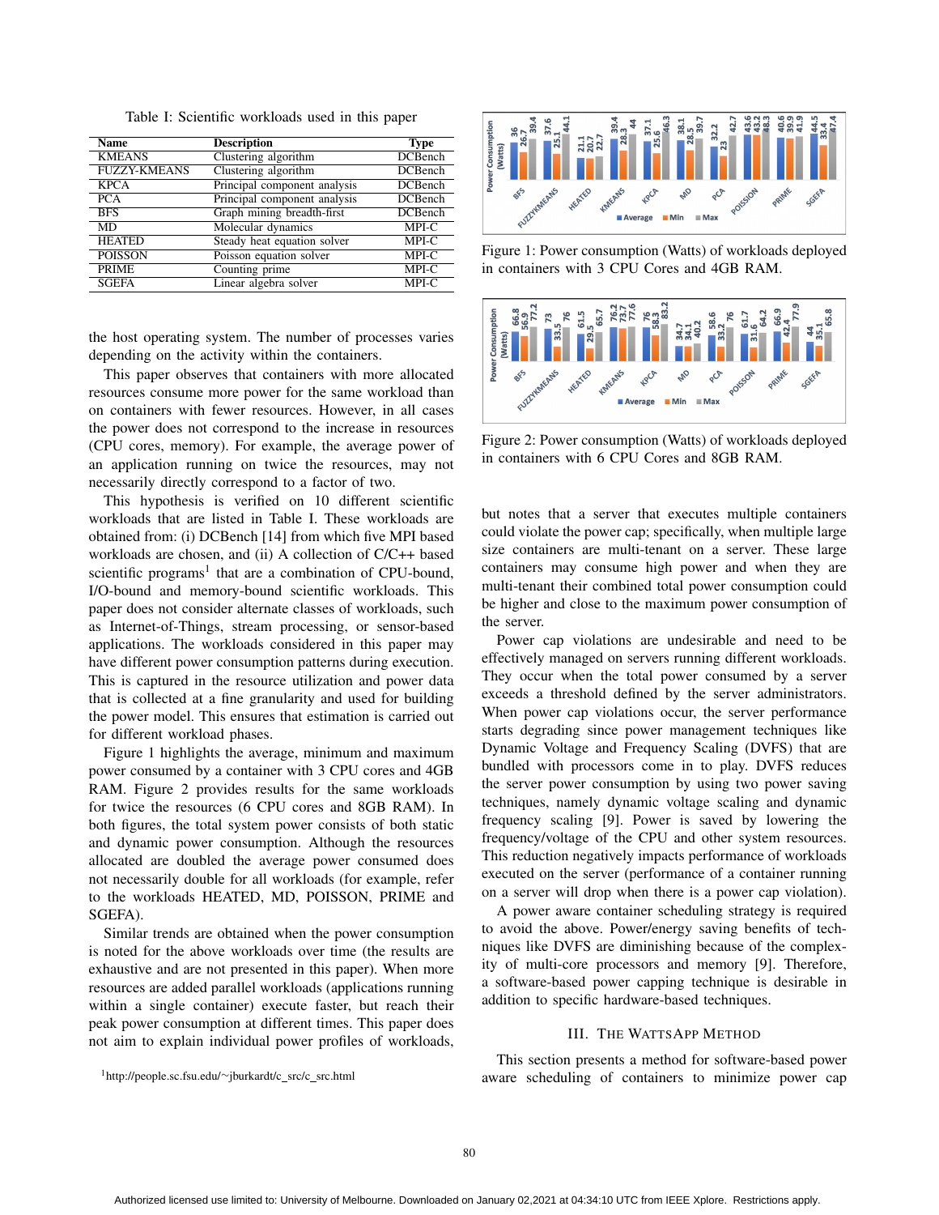Table I: Scientific workloads used in this paper

| Name | Description | Type |
|---|---|---|
| KMEANS | Clustering algorithm | DCBench |
| FUZZY-KMEANS | Clustering algorithm | DCBench |
| KPCA | Principal component analysis | DCBench |
| PCA | Principal component analysis | DCBench |
| BFS | Graph mining breadth-first | DCBench |
| MD | Molecular dynamics | MPI-C |
| HEATED | Steady heat equation solver | MPI-C |
| POISSON | Poisson equation solver | MPI-C |
| PRIME | Counting prime | MPI-C |
| SGEFA | Linear algebra solver | MPI-C |

the host operating system. The number of processes varies depending on the activity within the containers.

This paper observes that containers with more allocated resources consume more power for the same workload than on containers with fewer resources. However, in all cases the power does not correspond to the increase in resources (CPU cores, memory). For example, the average power of an application running on twice the resources, may not necessarily directly correspond to a factor of two.

This hypothesis is verified on 10 different scientific workloads that are listed in Table I. These workloads are obtained from: (i) DCBench [14] from which five MPI based workloads are chosen, and (ii) A collection of C/C++ based scientific programs[1] that are a combination of CPU-bound, I/O-bound and memory-bound scientific workloads. This paper does not consider alternate classes of workloads, such as Internet-of-Things, stream processing, or sensor-based applications. The workloads considered in this paper may have different power consumption patterns during execution. This is captured in the resource utilization and power data that is collected at a fine granularity and used for building the power model. This ensures that estimation is carried out for different workload phases.

Figure 1 highlights the average, minimum and maximum power consumed by a container with 3 CPU cores and 4GB RAM. Figure 2 provides results for the same workloads for twice the resources (6 CPU cores and 8GB RAM). In both figures, the total system power consists of both static and dynamic power consumption. Although the resources allocated are doubled the average power consumed does not necessarily double for all workloads (for example, refer to the workloads HEATED, MD, POISSON, PRIME and SGEFA).

Similar trends are obtained when the power consumption is noted for the above workloads over time (the results are exhaustive and are not presented in this paper). When more resources are added parallel workloads (applications running within a single container) execute faster, but reach their peak power consumption at different times. This paper does not aim to explain individual power profiles of workloads,

[1]http://people.sc.fsu.edu/~jburkardt/c_src/c_src.html

| Power Consumption (Watts) | BFS | FUZZYKMEANS | HEATED | KMEANS | KPCA | MD | PCA | POISSON | PRIME | SGEFA |
|---|---|---|---|---|---|---|---|---|---|---|
| Average | 36 | 37.6 | 21.1 | 39.4 | 37.1 | 38.1 | 32.2 | 43.6 | 40.6 | 44.5 |
| Min | 26.7 | 25.1 | 20.7 | 28.3 | 25.6 | 28.5 | 23 | 43.2 | 39.9 | 33.4 |
| Max | 39.4 | 44.1 | 22.7 | 44 | 46.3 | 39.7 | 42.7 | 48.3 | 41.9 | 47.4 |

Figure 1: Power consumption (Watts) of workloads deployed in containers with 3 CPU Cores and 4GB RAM.

| Power Consumption (Watts) | BFS | FUZZYKMEANS | HEATED | KMEANS | KPCA | MD | PCA | POISSON | PRIME | SGEFA |
|---|---|---|---|---|---|---|---|---|---|---|
| Average | 66.8 | 73 | 61.5 | 76.2 | 76 | 34.7 | 58.6 | 61.7 | 66.9 | 44 |
| Min | 56.9 | 33.5 | 29.5 | 73.7 | 58.3 | 34.1 | 33.2 | 31.6 | 42.4 | 35.1 |
| Max | 77.2 | 76 | 65.7 | 77.6 | 83.2 | 40.2 | 76 | 64.2 | 77.9 | 65.8 |

Figure 2: Power consumption (Watts) of workloads deployed in containers with 6 CPU Cores and 8GB RAM.

but notes that a server that executes multiple containers could violate the power cap; specifically, when multiple large size containers are multi-tenant on a server. These large containers may consume high power and when they are multi-tenant their combined total power consumption could be higher and close to the maximum power consumption of the server.

Power cap violations are undesirable and need to be effectively managed on servers running different workloads. They occur when the total power consumed by a server exceeds a threshold defined by the server administrators. When power cap violations occur, the server performance starts degrading since power management techniques like Dynamic Voltage and Frequency Scaling (DVFS) that are bundled with processors come in to play. DVFS reduces the server power consumption by using two power saving techniques, namely dynamic voltage scaling and dynamic frequency scaling [9]. Power is saved by lowering the frequency/voltage of the CPU and other system resources. This reduction negatively impacts performance of workloads executed on the server (performance of a container running on a server will drop when there is a power cap violation).

A power aware container scheduling strategy is required to avoid the above. Power/energy saving benefits of techniques like DVFS are diminishing because of the complexity of multi-core processors and memory [9]. Therefore, a software-based power capping technique is desirable in addition to specific hardware-based techniques.

## III. The WattsApp Method

This section presents a method for software-based power aware scheduling of containers to minimize power cap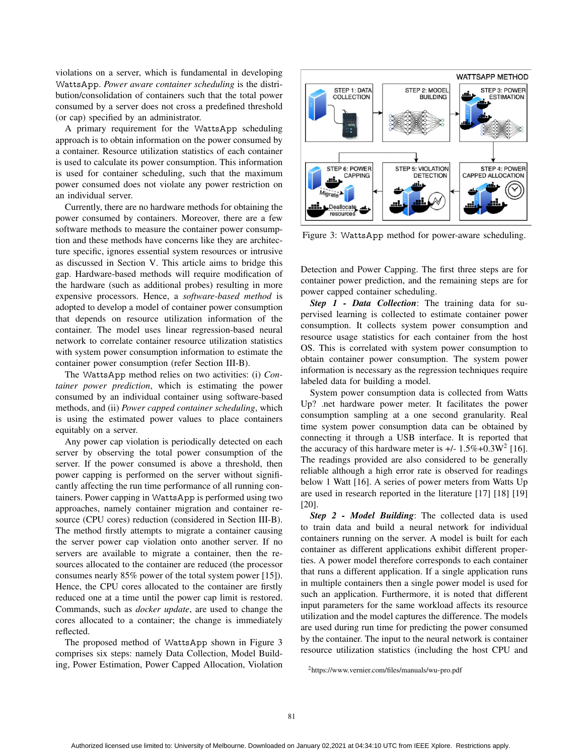violations on a server, which is fundamental in developing WattsApp. *Power aware container scheduling* is the distribution/consolidation of containers such that the total power consumed by a server does not cross a predefined threshold (or cap) specified by an administrator.

A primary requirement for the WattsApp scheduling approach is to obtain information on the power consumed by a container. Resource utilization statistics of each container is used to calculate its power consumption. This information is used for container scheduling, such that the maximum power consumed does not violate any power restriction on an individual server.

Currently, there are no hardware methods for obtaining the power consumed by containers. Moreover, there are a few software methods to measure the container power consumption and these methods have concerns like they are architecture specific, ignores essential system resources or intrusive as discussed in Section V. This article aims to bridge this gap. Hardware-based methods will require modification of the hardware (such as additional probes) resulting in more expensive processors. Hence, a *software-based method* is adopted to develop a model of container power consumption that depends on resource utilization information of the container. The model uses linear regression-based neural network to correlate container resource utilization statistics with system power consumption information to estimate the container power consumption (refer Section III-B).

The WattsApp method relies on two activities: (i) *Container power prediction*, which is estimating the power consumed by an individual container using software-based methods, and (ii) *Power capped container scheduling*, which is using the estimated power values to place containers equitably on a server.

Any power cap violation is periodically detected on each server by observing the total power consumption of the server. If the power consumed is above a threshold, then power capping is performed on the server without significantly affecting the run time performance of all running containers. Power capping in WattsApp is performed using two approaches, namely container migration and container resource (CPU cores) reduction (considered in Section III-B). The method firstly attempts to migrate a container causing the server power cap violation onto another server. If no servers are available to migrate a container, then the resources allocated to the container are reduced (the processor consumes nearly 85% power of the total system power [15]). Hence, the CPU cores allocated to the container are firstly reduced one at a time until the power cap limit is restored. Commands, such as *docker update*, are used to change the cores allocated to a container; the change is immediately reflected.

The proposed method of WattsApp shown in Figure 3 comprises six steps: namely Data Collection, Model Building, Power Estimation, Power Capped Allocation, Violation Detection and Power Capping. The first three steps are for container power prediction, and the remaining steps are for power capped container scheduling.

Figure 3: WattsApp method for power-aware scheduling.

***Step 1 - Data Collection***: The training data for supervised learning is collected to estimate container power consumption. It collects system power consumption and resource usage statistics for each container from the host OS. This is correlated with system power consumption to obtain container power consumption. The system power information is necessary as the regression techniques require labeled data for building a model.

System power consumption data is collected from Watts Up? .net hardware power meter. It facilitates the power consumption sampling at a one second granularity. Real time system power consumption data can be obtained by connecting it through a USB interface. It is reported that the accuracy of this hardware meter is +/- 1.5%+0.3W[2] [16]. The readings provided are also considered to be generally reliable although a high error rate is observed for readings below 1 Watt [16]. A series of power meters from Watts Up are used in research reported in the literature [17] [18] [19] [20].

***Step 2 - Model Building***: The collected data is used to train data and build a neural network for individual containers running on the server. A model is built for each container as different applications exhibit different properties. A power model therefore corresponds to each container that runs a different application. If a single application runs in multiple containers then a single power model is used for such an application. Furthermore, it is noted that different input parameters for the same workload affects its resource utilization and the model captures the difference. The models are used during run time for predicting the power consumed by the container. The input to the neural network is container resource utilization statistics (including the host CPU and

[2]https://www.vernier.com/files/manuals/wu-pro.pdf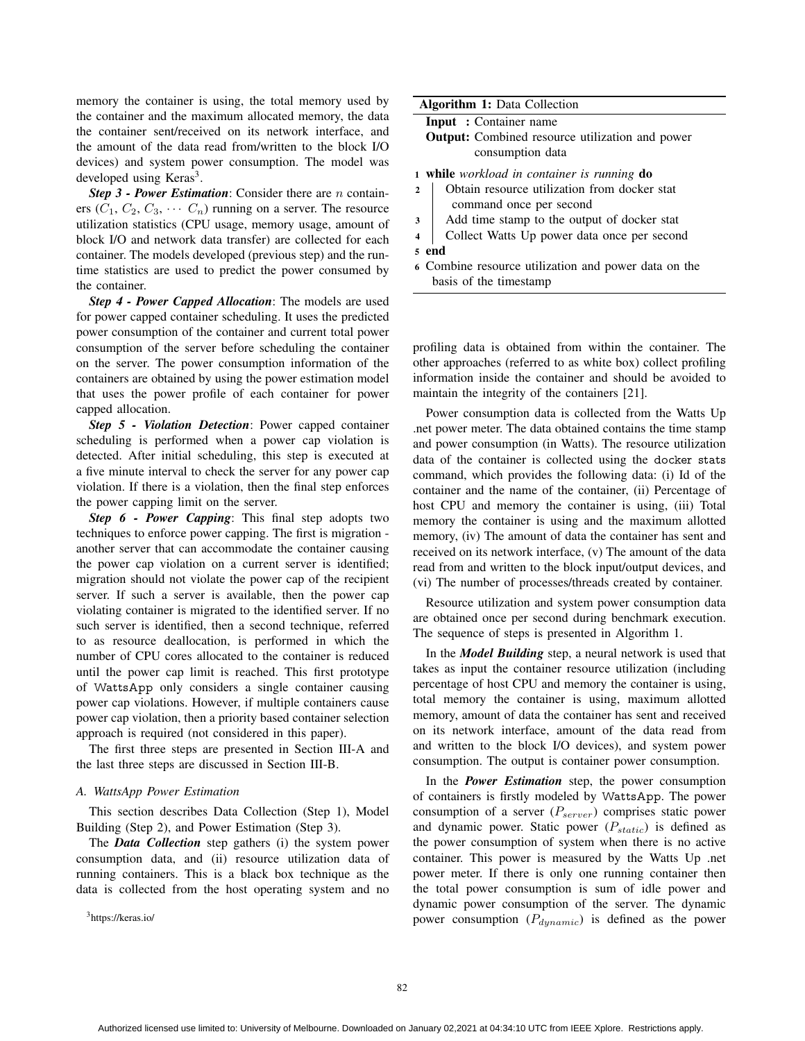memory the container is using, the total memory used by the container and the maximum allocated memory, the data the container sent/received on its network interface, and the amount of the data read from/written to the block I/O devices) and system power consumption. The model was developed using Keras[3].

***Step 3 - Power Estimation***: Consider there are $n$ containers ($C_1$, $C_2$, $C_3$, $\cdots$ $C_n$) running on a server. The resource utilization statistics (CPU usage, memory usage, amount of block I/O and network data transfer) are collected for each container. The models developed (previous step) and the run-time statistics are used to predict the power consumed by the container.

***Step 4 - Power Capped Allocation***: The models are used for power capped container scheduling. It uses the predicted power consumption of the container and current total power consumption of the server before scheduling the container on the server. The power consumption information of the containers are obtained by using the power estimation model that uses the power profile of each container for power capped allocation.

***Step 5 - Violation Detection***: Power capped container scheduling is performed when a power cap violation is detected. After initial scheduling, this step is executed at a five minute interval to check the server for any power cap violation. If there is a violation, then the final step enforces the power capping limit on the server.

***Step 6 - Power Capping***: This final step adopts two techniques to enforce power capping. The first is migration - another server that can accommodate the container causing the power cap violation on a current server is identified; migration should not violate the power cap of the recipient server. If such a server is available, then the power cap violating container is migrated to the identified server. If no such server is identified, then a second technique, referred to as resource deallocation, is performed in which the number of CPU cores allocated to the container is reduced until the power cap limit is reached. This first prototype of WattsApp only considers a single container causing power cap violations. However, if multiple containers cause power cap violation, then a priority based container selection approach is required (not considered in this paper).

The first three steps are presented in Section III-A and the last three steps are discussed in Section III-B.

### A. WattsApp Power Estimation

This section describes Data Collection (Step 1), Model Building (Step 2), and Power Estimation (Step 3).

The ***Data Collection*** step gathers (i) the system power consumption data, and (ii) resource utilization data of running containers. This is a black box technique as the data is collected from the host operating system and no profiling data is obtained from within the container. The other approaches (referred to as white box) collect profiling information inside the container and should be avoided to maintain the integrity of the containers [21].

[3]https://keras.io/

**Algorithm 1:** Data Collection

**Input :** Container name
**Output:** Combined resource utilization and power consumption data

```
1 while workload in container is running do
2     Obtain resource utilization from docker stat
      command once per second
3     Add time stamp to the output of docker stat
4     Collect Watts Up power data once per second
5 end
6 Combine resource utilization and power data on the
  basis of the timestamp
```

Power consumption data is collected from the Watts Up .net power meter. The data obtained contains the time stamp and power consumption (in Watts). The resource utilization data of the container is collected using the `docker stats` command, which provides the following data: (i) Id of the container and the name of the container, (ii) Percentage of host CPU and memory the container is using, (iii) Total memory the container is using and the maximum allotted memory, (iv) The amount of data the container has sent and received on its network interface, (v) The amount of the data read from and written to the block input/output devices, and (vi) The number of processes/threads created by container.

Resource utilization and system power consumption data are obtained once per second during benchmark execution. The sequence of steps is presented in Algorithm 1.

In the ***Model Building*** step, a neural network is used that takes as input the container resource utilization (including percentage of host CPU and memory the container is using, total memory the container is using, maximum allotted memory, amount of data the container has sent and received on its network interface, amount of the data read from and written to the block I/O devices), and system power consumption. The output is container power consumption.

In the ***Power Estimation*** step, the power consumption of containers is firstly modeled by WattsApp. The power consumption of a server ($P_{server}$) comprises static power and dynamic power. Static power ($P_{static}$) is defined as the power consumption of system when there is no active container. This power is measured by the Watts Up .net power meter. If there is only one running container then the total power consumption is sum of idle power and dynamic power consumption of the server. The dynamic power consumption ($P_{dynamic}$) is defined as the power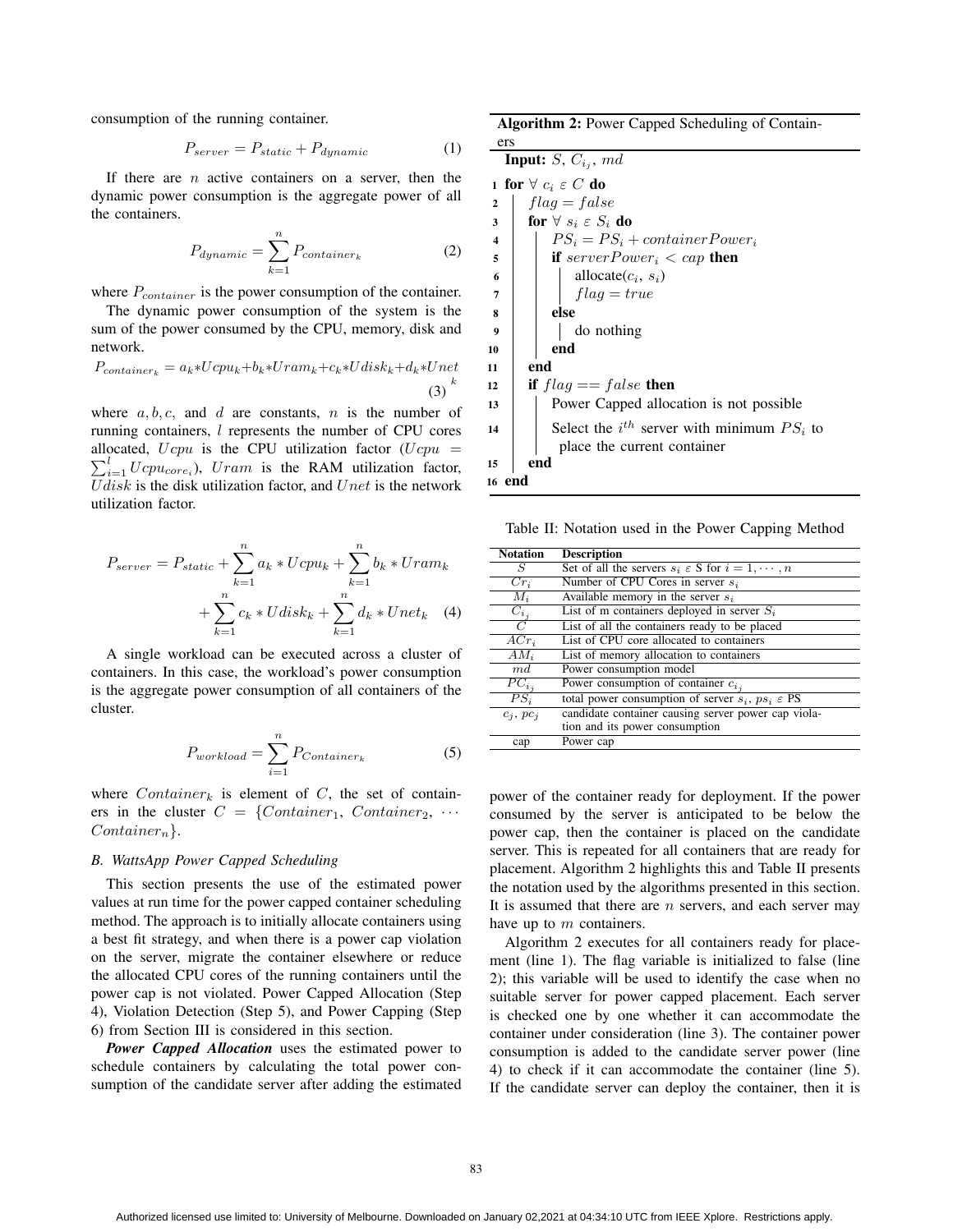consumption of the running container.

$$P_{server} = P_{static} + P_{dynamic} \tag{1}$$

If there are $n$ active containers on a server, then the dynamic power consumption is the aggregate power of all the containers.

$$P_{dynamic} = \sum_{k=1}^{n} P_{container_k} \tag{2}$$

where $P_{container}$ is the power consumption of the container.

The dynamic power consumption of the system is the sum of the power consumed by the CPU, memory, disk and network.

$$P_{container_k} = a_k * Ucpu_k + b_k * Uram_k + c_k * Udisk_k + d_k * Unet_k \tag{3}$$

where $a, b, c,$ and $d$ are constants, $n$ is the number of running containers, $l$ represents the number of CPU cores allocated, $Ucpu$ is the CPU utilization factor ($Ucpu = \sum_{i=1}^{l} Ucpu_{core_i}$), $Uram$ is the RAM utilization factor, $Udisk$ is the disk utilization factor, and $Unet$ is the network utilization factor.

$$P_{server} = P_{static} + \sum_{k=1}^{n} a_k * Ucpu_k + \sum_{k=1}^{n} b_k * Uram_k + \sum_{k=1}^{n} c_k * Udisk_k + \sum_{k=1}^{n} d_k * Unet_k \tag{4}$$

A single workload can be executed across a cluster of containers. In this case, the workload's power consumption is the aggregate power consumption of all containers of the cluster.

$$P_{workload} = \sum_{i=1}^{n} P_{Container_k} \tag{5}$$

where $Container_k$ is element of $C$, the set of containers in the cluster $C = \{Container_1, Container_2, \cdots Container_n\}$.

### B. WattsApp Power Capped Scheduling

This section presents the use of the estimated power values at run time for the power capped container scheduling method. The approach is to initially allocate containers using a best fit strategy, and when there is a power cap violation on the server, migrate the container elsewhere or reduce the allocated CPU cores of the running containers until the power cap is not violated. Power Capped Allocation (Step 4), Violation Detection (Step 5), and Power Capping (Step 6) from Section III is considered in this section.

***Power Capped Allocation*** uses the estimated power to schedule containers by calculating the total power consumption of the candidate server after adding the estimated power of the container ready for deployment. If the power consumed by the server is anticipated to be below the power cap, then the container is placed on the candidate server. This is repeated for all containers that are ready for placement. Algorithm 2 highlights this and Table II presents the notation used by the algorithms presented in this section. It is assumed that there are $n$ servers, and each server may have up to $m$ containers.

**Algorithm 2:** Power Capped Scheduling of Containers

**Input:** $S$, $C_{i_j}$, $md$

```
1  for ∀ c_i ε C do
2      flag = false
3      for ∀ s_i ε S_i do
4          PS_i = PS_i + containerPower_i
5          if serverPower_i < cap then
6              allocate(c_i, s_i)
7              flag = true
8          else
9              do nothing
10         end
11     end
12     if flag == false then
13         Power Capped allocation is not possible
14         Select the i^th server with minimum PS_i to
           place the current container
15     end
16 end
```

Table II: Notation used in the Power Capping Method

| Notation | Description |
|---|---|
| $S$ | Set of all the servers $s_i \; \varepsilon$ S for $i = 1, \cdots, n$ |
| $Cr_i$ | Number of CPU Cores in server $s_i$ |
| $M_i$ | Available memory in the server $s_i$ |
| $C_{i_j}$ | List of m containers deployed in server $S_i$ |
| $C$ | List of all the containers ready to be placed |
| $ACr_i$ | List of CPU core allocated to containers |
| $AM_i$ | List of memory allocation to containers |
| $md$ | Power consumption model |
| $PC_{i_j}$ | Power consumption of container $c_{i_j}$ |
| $PS_i$ | total power consumption of server $s_i$, $ps_i \; \varepsilon$ PS |
| $c_j$, $pc_j$ | candidate container causing server power cap violation and its power consumption |
| cap | Power cap |

Algorithm 2 executes for all containers ready for placement (line 1). The flag variable is initialized to false (line 2); this variable will be used to identify the case when no suitable server for power capped placement. Each server is checked one by one whether it can accommodate the container under consideration (line 3). The container power consumption is added to the candidate server power (line 4) to check if it can accommodate the container (line 5). If the candidate server can deploy the container, then it is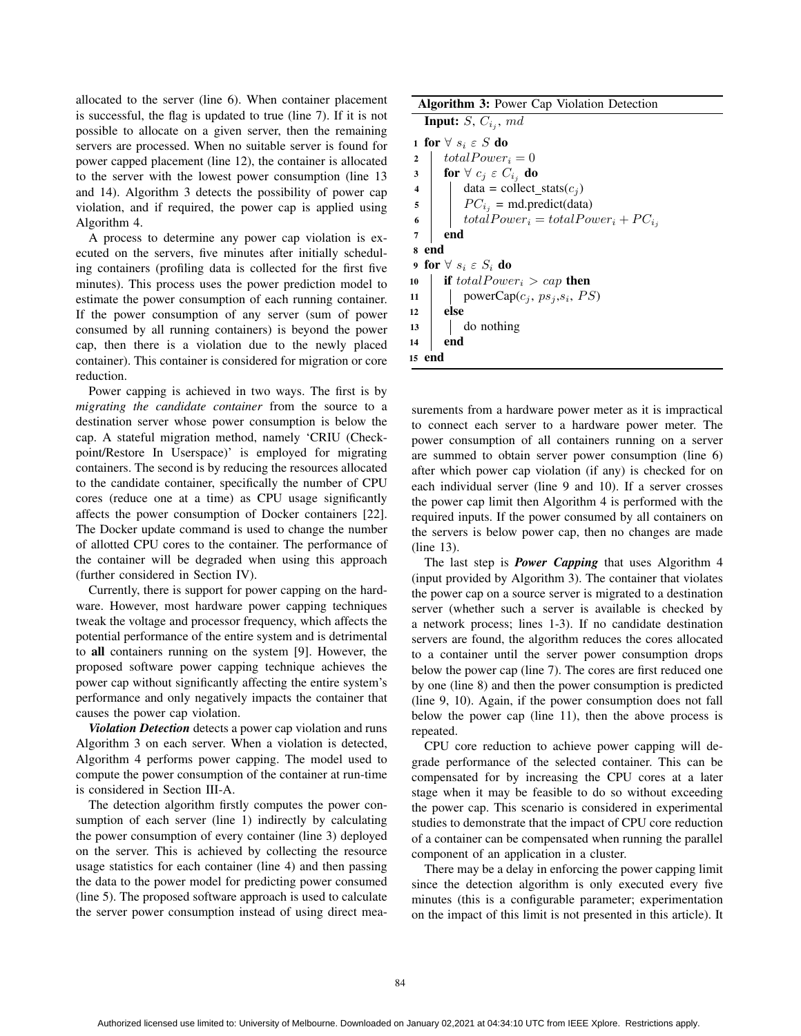allocated to the server (line 6). When container placement is successful, the flag is updated to true (line 7). If it is not possible to allocate on a given server, then the remaining servers are processed. When no suitable server is found for power capped placement (line 12), the container is allocated to the server with the lowest power consumption (line 13 and 14). Algorithm 3 detects the possibility of power cap violation, and if required, the power cap is applied using Algorithm 4.

A process to determine any power cap violation is executed on the servers, five minutes after initially scheduling containers (profiling data is collected for the first five minutes). This process uses the power prediction model to estimate the power consumption of each running container. If the power consumption of any server (sum of power consumed by all running containers) is beyond the power cap, then there is a violation due to the newly placed container). This container is considered for migration or core reduction.

Power capping is achieved in two ways. The first is by *migrating the candidate container* from the source to a destination server whose power consumption is below the cap. A stateful migration method, namely 'CRIU (Checkpoint/Restore In Userspace)' is employed for migrating containers. The second is by reducing the resources allocated to the candidate container, specifically the number of CPU cores (reduce one at a time) as CPU usage significantly affects the power consumption of Docker containers [22]. The Docker update command is used to change the number of allotted CPU cores to the container. The performance of the container will be degraded when using this approach (further considered in Section IV).

Currently, there is support for power capping on the hardware. However, most hardware power capping techniques tweak the voltage and processor frequency, which affects the potential performance of the entire system and is detrimental to **all** containers running on the system [9]. However, the proposed software power capping technique achieves the power cap without significantly affecting the entire system's performance and only negatively impacts the container that causes the power cap violation.

***Violation Detection*** detects a power cap violation and runs Algorithm 3 on each server. When a violation is detected, Algorithm 4 performs power capping. The model used to compute the power consumption of the container at run-time is considered in Section III-A.

The detection algorithm firstly computes the power consumption of each server (line 1) indirectly by calculating the power consumption of every container (line 3) deployed on the server. This is achieved by collecting the resource usage statistics for each container (line 4) and then passing the data to the power model for predicting power consumed (line 5). The proposed software approach is used to calculate the server power consumption instead of using direct measurements from a hardware power meter as it is impractical to connect each server to a hardware power meter. The power consumption of all containers running on a server are summed to obtain server power consumption (line 6) after which power cap violation (if any) is checked for on each individual server (line 9 and 10). If a server crosses the power cap limit then Algorithm 4 is performed with the required inputs. If the power consumed by all containers on the servers is below power cap, then no changes are made (line 13).

**Algorithm 3:** Power Cap Violation Detection

```
Input: S, C_{i_j}, md
1  for ∀ s_i ε S do
2      totalPower_i = 0
3      for ∀ c_j ε C_{i_j} do
4          data = collect_stats(c_j)
5          PC_{i_j} = md.predict(data)
6          totalPower_i = totalPower_i + PC_{i_j}
7      end
8  end
9  for ∀ s_i ε S_i do
10     if totalPower_i > cap then
11         powerCap(c_j, ps_j, s_i, PS)
12     else
13         do nothing
14     end
15 end
```

The last step is ***Power Capping*** that uses Algorithm 4 (input provided by Algorithm 3). The container that violates the power cap on a source server is migrated to a destination server (whether such a server is available is checked by a network process; lines 1-3). If no candidate destination servers are found, the algorithm reduces the cores allocated to a container until the server power consumption drops below the power cap (line 7). The cores are first reduced one by one (line 8) and then the power consumption is predicted (line 9, 10). Again, if the power consumption does not fall below the power cap (line 11), then the above process is repeated.

CPU core reduction to achieve power capping will degrade performance of the selected container. This can be compensated for by increasing the CPU cores at a later stage when it may be feasible to do so without exceeding the power cap. This scenario is considered in experimental studies to demonstrate that the impact of CPU core reduction of a container can be compensated when running the parallel component of an application in a cluster.

There may be a delay in enforcing the power capping limit since the detection algorithm is only executed every five minutes (this is a configurable parameter; experimentation on the impact of this limit is not presented in this article). It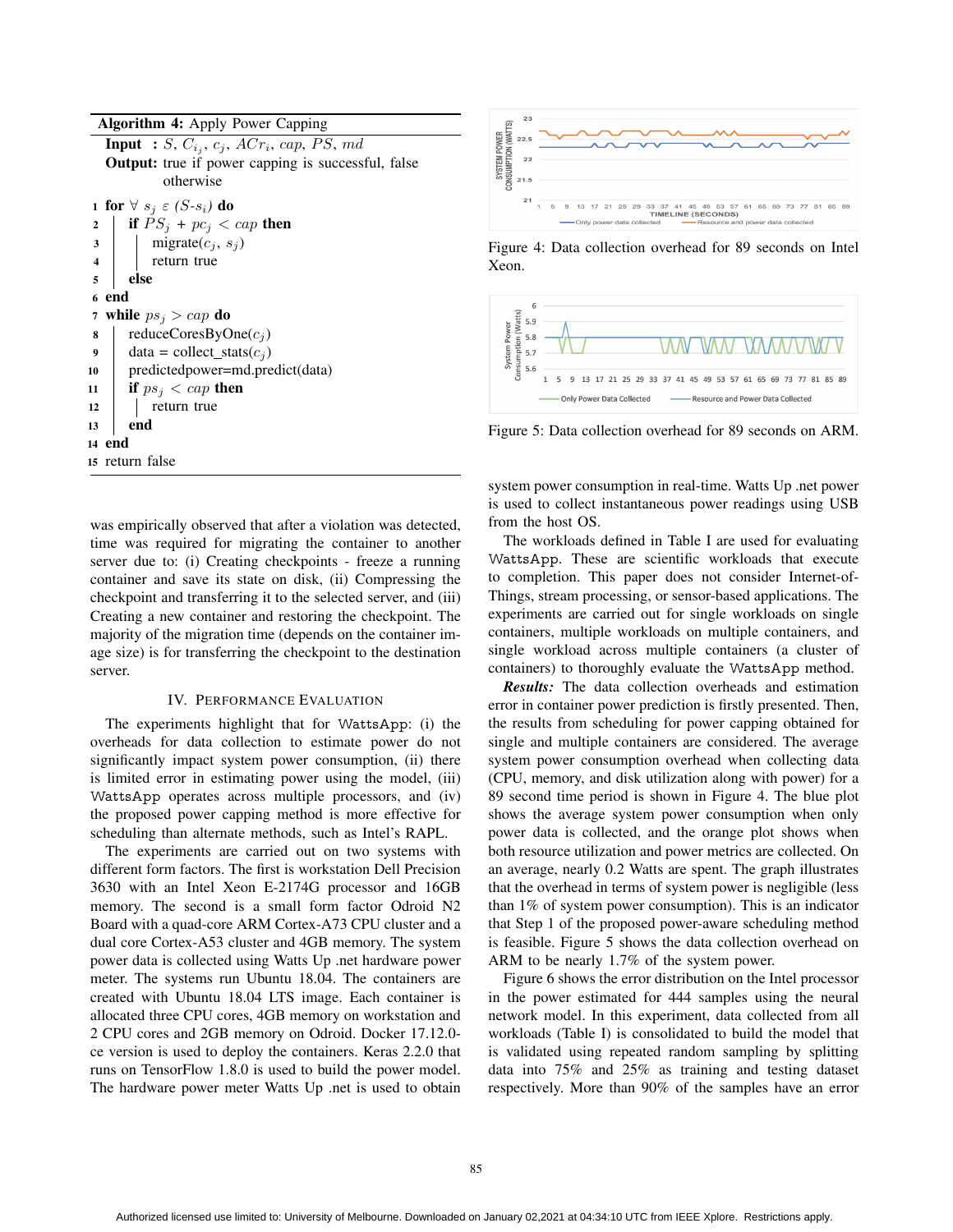**Algorithm 4:** Apply Power Capping

```
Input  : S, C_ij, c_j, ACr_i, cap, PS, md
Output: true if power capping is successful, false
        otherwise
1  for ∀ s_j ε (S-s_i) do
2      if PS_j + pc_j < cap then
3          migrate(c_j, s_j)
4          return true
5      else
6  end
7  while ps_j > cap do
8      reduceCoresByOne(c_j)
9      data = collect_stats(c_j)
10     predictedpower=md.predict(data)
11     if ps_j < cap then
12         return true
13     end
14 end
15 return false
```

was empirically observed that after a violation was detected, time was required for migrating the container to another server due to: (i) Creating checkpoints - freeze a running container and save its state on disk, (ii) Compressing the checkpoint and transferring it to the selected server, and (iii) Creating a new container and restoring the checkpoint. The majority of the migration time (depends on the container image size) is for transferring the checkpoint to the destination server.

## IV. Performance Evaluation

The experiments highlight that for WattsApp: (i) the overheads for data collection to estimate power do not significantly impact system power consumption, (ii) there is limited error in estimating power using the model, (iii) WattsApp operates across multiple processors, and (iv) the proposed power capping method is more effective for scheduling than alternate methods, such as Intel's RAPL.

The experiments are carried out on two systems with different form factors. The first is workstation Dell Precision 3630 with an Intel Xeon E-2174G processor and 16GB memory. The second is a small form factor Odroid N2 Board with a quad-core ARM Cortex-A73 CPU cluster and a dual core Cortex-A53 cluster and 4GB memory. The system power data is collected using Watts Up .net hardware power meter. The systems run Ubuntu 18.04. The containers are created with Ubuntu 18.04 LTS image. Each container is allocated three CPU cores, 4GB memory on workstation and 2 CPU cores and 2GB memory on Odroid. Docker 17.12.0-ce version is used to deploy the containers. Keras 2.2.0 that runs on TensorFlow 1.8.0 is used to build the power model. The hardware power meter Watts Up .net is used to obtain system power consumption in real-time. Watts Up .net power is used to collect instantaneous power readings using USB from the host OS.

Figure 4: Data collection overhead for 89 seconds on Intel Xeon.

Figure 5: Data collection overhead for 89 seconds on ARM.

The workloads defined in Table I are used for evaluating WattsApp. These are scientific workloads that execute to completion. This paper does not consider Internet-of-Things, stream processing, or sensor-based applications. The experiments are carried out for single workloads on single containers, multiple workloads on multiple containers, and single workload across multiple containers (a cluster of containers) to thoroughly evaluate the WattsApp method.

***Results:*** The data collection overheads and estimation error in container power prediction is firstly presented. Then, the results from scheduling for power capping obtained for single and multiple containers are considered. The average system power consumption overhead when collecting data (CPU, memory, and disk utilization along with power) for a 89 second time period is shown in Figure 4. The blue plot shows the average system power consumption when only power data is collected, and the orange plot shows when both resource utilization and power metrics are collected. On an average, nearly 0.2 Watts are spent. The graph illustrates that the overhead in terms of system power is negligible (less than 1% of system power consumption). This is an indicator that Step 1 of the proposed power-aware scheduling method is feasible. Figure 5 shows the data collection overhead on ARM to be nearly 1.7% of the system power.

Figure 6 shows the error distribution on the Intel processor in the power estimated for 444 samples using the neural network model. In this experiment, data collected from all workloads (Table I) is consolidated to build the model that is validated using repeated random sampling by splitting data into 75% and 25% as training and testing dataset respectively. More than 90% of the samples have an error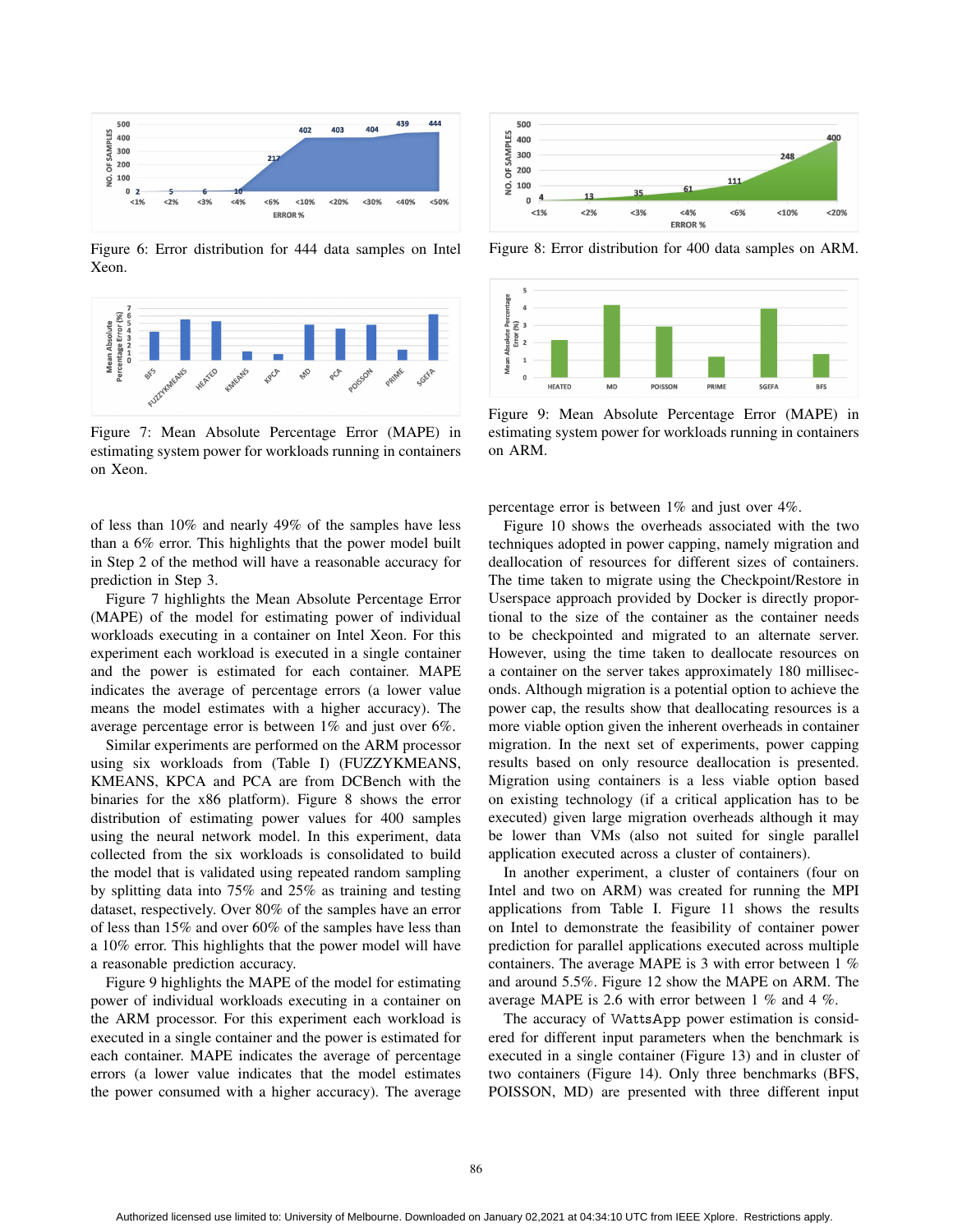Figure 6: Error distribution for 444 data samples on Intel Xeon.

Figure 7: Mean Absolute Percentage Error (MAPE) in estimating system power for workloads running in containers on Xeon.

Figure 8: Error distribution for 400 data samples on ARM.

Figure 9: Mean Absolute Percentage Error (MAPE) in estimating system power for workloads running in containers on ARM.

of less than 10% and nearly 49% of the samples have less than a 6% error. This highlights that the power model built in Step 2 of the method will have a reasonable accuracy for prediction in Step 3.

Figure 7 highlights the Mean Absolute Percentage Error (MAPE) of the model for estimating power of individual workloads executing in a container on Intel Xeon. For this experiment each workload is executed in a single container and the power is estimated for each container. MAPE indicates the average of percentage errors (a lower value means the model estimates with a higher accuracy). The average percentage error is between 1% and just over 6%.

Similar experiments are performed on the ARM processor using six workloads from (Table I) (FUZZYKMEANS, KMEANS, KPCA and PCA are from DCBench with the binaries for the x86 platform). Figure 8 shows the error distribution of estimating power values for 400 samples using the neural network model. In this experiment, data collected from the six workloads is consolidated to build the model that is validated using repeated random sampling by splitting data into 75% and 25% as training and testing dataset, respectively. Over 80% of the samples have an error of less than 15% and over 60% of the samples have less than a 10% error. This highlights that the power model will have a reasonable prediction accuracy.

Figure 9 highlights the MAPE of the model for estimating power of individual workloads executing in a container on the ARM processor. For this experiment each workload is executed in a single container and the power is estimated for each container. MAPE indicates the average of percentage errors (a lower value indicates that the model estimates the power consumed with a higher accuracy). The average percentage error is between 1% and just over 4%.

Figure 10 shows the overheads associated with the two techniques adopted in power capping, namely migration and deallocation of resources for different sizes of containers. The time taken to migrate using the Checkpoint/Restore in Userspace approach provided by Docker is directly proportional to the size of the container as the container needs to be checkpointed and migrated to an alternate server. However, using the time taken to deallocate resources on a container on the server takes approximately 180 milliseconds. Although migration is a potential option to achieve the power cap, the results show that deallocating resources is a more viable option given the inherent overheads in container migration. In the next set of experiments, power capping results based on only resource deallocation is presented. Migration using containers is a less viable option based on existing technology (if a critical application has to be executed) given large migration overheads although it may be lower than VMs (also not suited for single parallel application executed across a cluster of containers).

In another experiment, a cluster of containers (four on Intel and two on ARM) was created for running the MPI applications from Table I. Figure 11 shows the results on Intel to demonstrate the feasibility of container power prediction for parallel applications executed across multiple containers. The average MAPE is 3 with error between 1 % and around 5.5%. Figure 12 show the MAPE on ARM. The average MAPE is 2.6 with error between 1 % and 4 %.

The accuracy of WattsApp power estimation is considered for different input parameters when the benchmark is executed in a single container (Figure 13) and in cluster of two containers (Figure 14). Only three benchmarks (BFS, POISSON, MD) are presented with three different input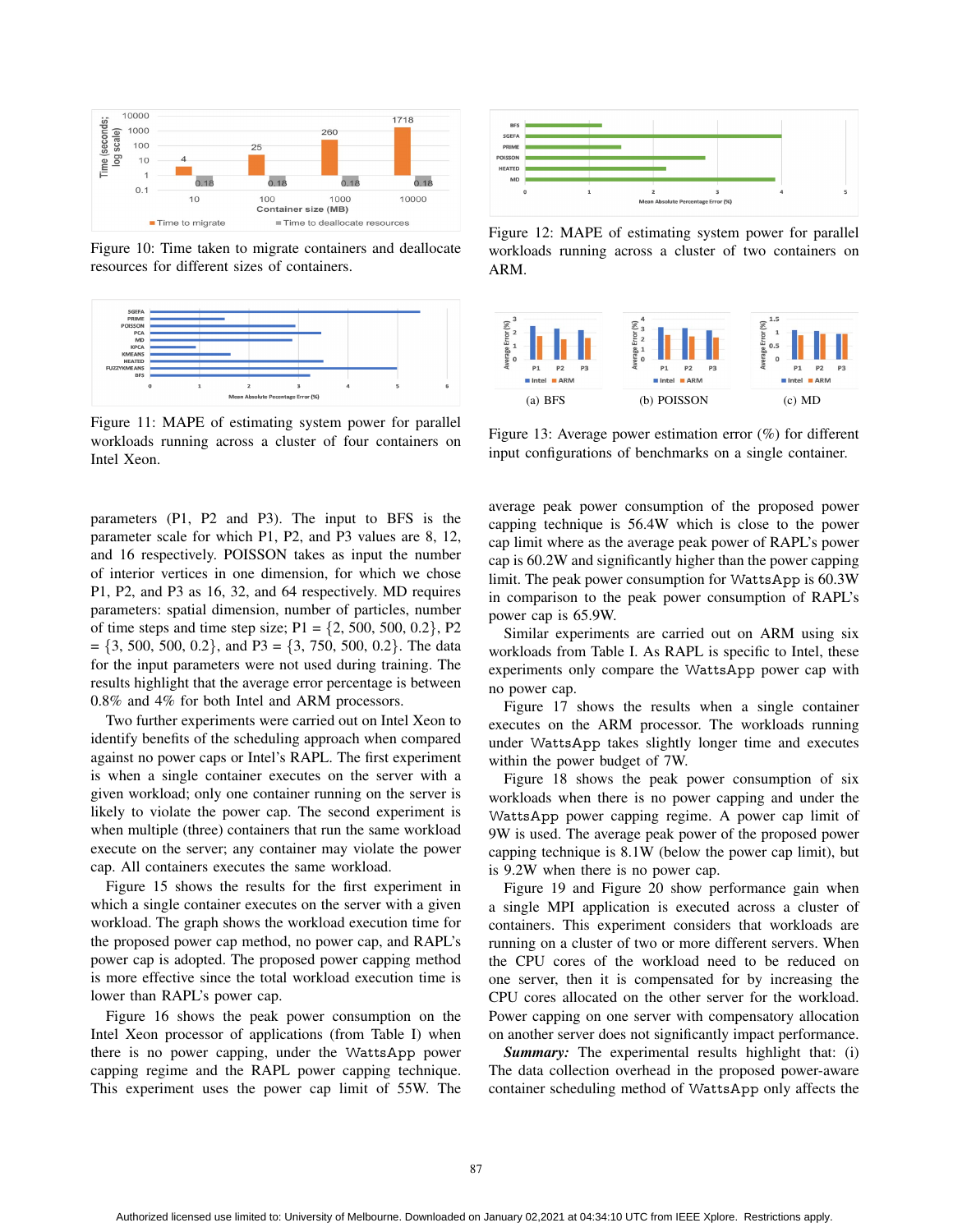Figure 10: Time taken to migrate containers and deallocate resources for different sizes of containers.

Figure 11: MAPE of estimating system power for parallel workloads running across a cluster of four containers on Intel Xeon.

Figure 12: MAPE of estimating system power for parallel workloads running across a cluster of two containers on ARM.

(a) BFS (b) POISSON (c) MD

Figure 13: Average power estimation error (%) for different input configurations of benchmarks on a single container.

parameters (P1, P2 and P3). The input to BFS is the parameter scale for which P1, P2, and P3 values are 8, 12, and 16 respectively. POISSON takes as input the number of interior vertices in one dimension, for which we chose P1, P2, and P3 as 16, 32, and 64 respectively. MD requires parameters: spatial dimension, number of particles, number of time steps and time step size; P1 = {2, 500, 500, 0.2}, P2 = {3, 500, 500, 0.2}, and P3 = {3, 750, 500, 0.2}. The data for the input parameters were not used during training. The results highlight that the average error percentage is between 0.8% and 4% for both Intel and ARM processors.

Two further experiments were carried out on Intel Xeon to identify benefits of the scheduling approach when compared against no power caps or Intel's RAPL. The first experiment is when a single container executes on the server with a given workload; only one container running on the server is likely to violate the power cap. The second experiment is when multiple (three) containers that run the same workload execute on the server; any container may violate the power cap. All containers executes the same workload.

Figure 15 shows the results for the first experiment in which a single container executes on the server with a given workload. The graph shows the workload execution time for the proposed power cap method, no power cap, and RAPL's power cap is adopted. The proposed power capping method is more effective since the total workload execution time is lower than RAPL's power cap.

Figure 16 shows the peak power consumption on the Intel Xeon processor of applications (from Table I) when there is no power capping, under the WattsApp power capping regime and the RAPL power capping technique. This experiment uses the power cap limit of 55W. The average peak power consumption of the proposed power capping technique is 56.4W which is close to the power cap limit where as the average peak power of RAPL's power cap is 60.2W and significantly higher than the power capping limit. The peak power consumption for WattsApp is 60.3W in comparison to the peak power consumption of RAPL's power cap is 65.9W.

Similar experiments are carried out on ARM using six workloads from Table I. As RAPL is specific to Intel, these experiments only compare the WattsApp power cap with no power cap.

Figure 17 shows the results when a single container executes on the ARM processor. The workloads running under WattsApp takes slightly longer time and executes within the power budget of 7W.

Figure 18 shows the peak power consumption of six workloads when there is no power capping and under the WattsApp power capping regime. A power cap limit of 9W is used. The average peak power of the proposed power capping technique is 8.1W (below the power cap limit), but is 9.2W when there is no power cap.

Figure 19 and Figure 20 show performance gain when a single MPI application is executed across a cluster of containers. This experiment considers that workloads are running on a cluster of two or more different servers. When the CPU cores of the workload need to be reduced on one server, then it is compensated for by increasing the CPU cores allocated on the other server for the workload. Power capping on one server with compensatory allocation on another server does not significantly impact performance.

***Summary:*** The experimental results highlight that: (i) The data collection overhead in the proposed power-aware container scheduling method of WattsApp only affects the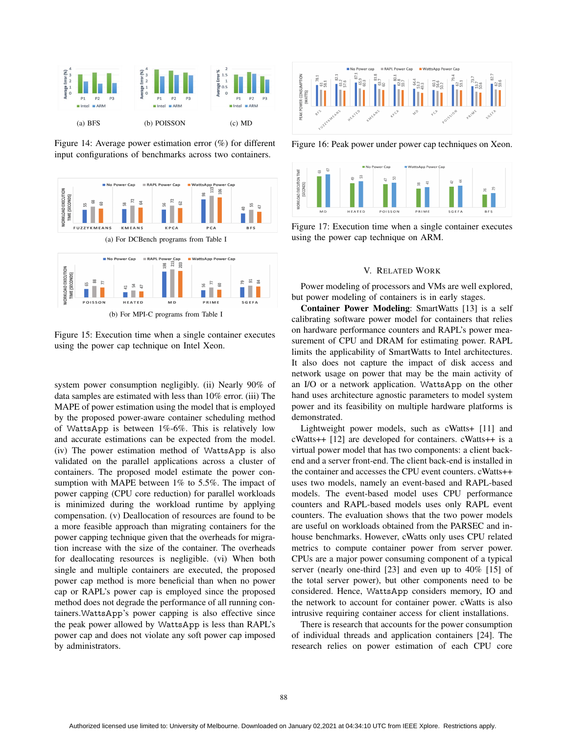(a) BFS

(b) POISSON

(c) MD

Figure 14: Average power estimation error (%) for different input configurations of benchmarks across two containers.

(a) For DCBench programs from Table I

(b) For MPI-C programs from Table I

Figure 15: Execution time when a single container executes using the power cap technique on Intel Xeon.

system power consumption negligibly. (ii) Nearly 90% of data samples are estimated with less than 10% error. (iii) The MAPE of power estimation using the model that is employed by the proposed power-aware container scheduling method of WattsApp is between 1%-6%. This is relatively low and accurate estimations can be expected from the model. (iv) The power estimation method of WattsApp is also validated on the parallel applications across a cluster of containers. The proposed model estimate the power consumption with MAPE between 1% to 5.5%. The impact of power capping (CPU core reduction) for parallel workloads is minimized during the workload runtime by applying compensation. (v) Deallocation of resources are found to be a more feasible approach than migrating containers for the power capping technique given that the overheads for migration increase with the size of the container. The overheads for deallocating resources is negligible. (vi) When both single and multiple containers are executed, the proposed power cap method is more beneficial than when no power cap or RAPL's power cap is employed since the proposed method does not degrade the performance of all running containers. WattsApp's power capping is also effective since the peak power allowed by WattsApp is less than RAPL's power cap and does not violate any soft power cap imposed by administrators.

Figure 16: Peak power under power cap techniques on Xeon.

Figure 17: Execution time when a single container executes using the power cap technique on ARM.

## V. Related Work

Power modeling of processors and VMs are well explored, but power modeling of containers is in early stages.

**Container Power Modeling**: SmartWatts [13] is a self calibrating software power model for containers that relies on hardware performance counters and RAPL's power measurement of CPU and DRAM for estimating power. RAPL limits the applicability of SmartWatts to Intel architectures. It also does not capture the impact of disk access and network usage on power that may be the main activity of an I/O or a network application. WattsApp on the other hand uses architecture agnostic parameters to model system power and its feasibility on multiple hardware platforms is demonstrated.

Lightweight power models, such as cWatts+ [11] and cWatts++ [12] are developed for containers. cWatts++ is a virtual power model that has two components: a client back-end and a server front-end. The client back-end is installed in the container and accesses the CPU event counters. cWatts++ uses two models, namely an event-based and RAPL-based models. The event-based model uses CPU performance counters and RAPL-based models uses only RAPL event counters. The evaluation shows that the two power models are useful on workloads obtained from the PARSEC and in-house benchmarks. However, cWatts only uses CPU related metrics to compute container power from server power. CPUs are a major power consuming component of a typical server (nearly one-third [23] and even up to 40% [15] of the total server power), but other components need to be considered. Hence, WattsApp considers memory, IO and the network to account for container power. cWatts is also intrusive requiring container access for client installations.

There is research that accounts for the power consumption of individual threads and application containers [24]. The research relies on power estimation of each CPU core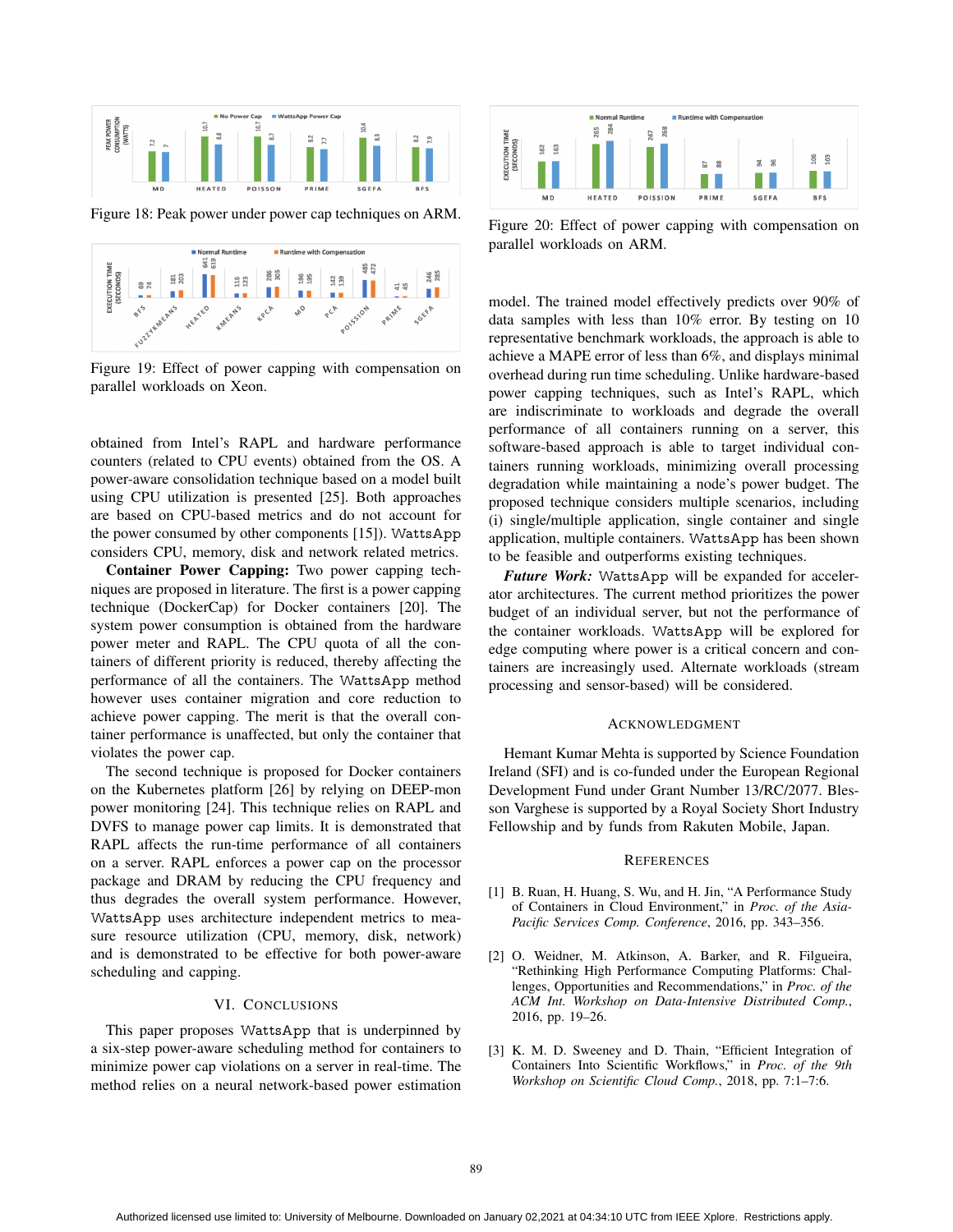Figure 18: Peak power under power cap techniques on ARM.

Figure 19: Effect of power capping with compensation on parallel workloads on Xeon.

obtained from Intel's RAPL and hardware performance counters (related to CPU events) obtained from the OS. A power-aware consolidation technique based on a model built using CPU utilization is presented [25]. Both approaches are based on CPU-based metrics and do not account for the power consumed by other components [15]). WattsApp considers CPU, memory, disk and network related metrics.

**Container Power Capping:** Two power capping techniques are proposed in literature. The first is a power capping technique (DockerCap) for Docker containers [20]. The system power consumption is obtained from the hardware power meter and RAPL. The CPU quota of all the containers of different priority is reduced, thereby affecting the performance of all the containers. The WattsApp method however uses container migration and core reduction to achieve power capping. The merit is that the overall container performance is unaffected, but only the container that violates the power cap.

The second technique is proposed for Docker containers on the Kubernetes platform [26] by relying on DEEP-mon power monitoring [24]. This technique relies on RAPL and DVFS to manage power cap limits. It is demonstrated that RAPL affects the run-time performance of all containers on a server. RAPL enforces a power cap on the processor package and DRAM by reducing the CPU frequency and thus degrades the overall system performance. However, WattsApp uses architecture independent metrics to measure resource utilization (CPU, memory, disk, network) and is demonstrated to be effective for both power-aware scheduling and capping.

## VI. Conclusions

This paper proposes WattsApp that is underpinned by a six-step power-aware scheduling method for containers to minimize power cap violations on a server in real-time. The method relies on a neural network-based power estimation model. The trained model effectively predicts over 90% of data samples with less than 10% error. By testing on 10 representative benchmark workloads, the approach is able to achieve a MAPE error of less than 6%, and displays minimal overhead during run time scheduling. Unlike hardware-based power capping techniques, such as Intel's RAPL, which are indiscriminate to workloads and degrade the overall performance of all containers running on a server, this software-based approach is able to target individual containers running workloads, minimizing overall processing degradation while maintaining a node's power budget. The proposed technique considers multiple scenarios, including (i) single/multiple application, single container and single application, multiple containers. WattsApp has been shown to be feasible and outperforms existing techniques.

***Future Work:*** WattsApp will be expanded for accelerator architectures. The current method prioritizes the power budget of an individual server, but not the performance of the container workloads. WattsApp will be explored for edge computing where power is a critical concern and containers are increasingly used. Alternate workloads (stream processing and sensor-based) will be considered.

Figure 20: Effect of power capping with compensation on parallel workloads on ARM.

## Acknowledgment

Hemant Kumar Mehta is supported by Science Foundation Ireland (SFI) and is co-funded under the European Regional Development Fund under Grant Number 13/RC/2077. Blesson Varghese is supported by a Royal Society Short Industry Fellowship and by funds from Rakuten Mobile, Japan.

## References

[1] B. Ruan, H. Huang, S. Wu, and H. Jin, "A Performance Study of Containers in Cloud Environment," in *Proc. of the Asia-Pacific Services Comp. Conference*, 2016, pp. 343–356.

[2] O. Weidner, M. Atkinson, A. Barker, and R. Filgueira, "Rethinking High Performance Computing Platforms: Challenges, Opportunities and Recommendations," in *Proc. of the ACM Int. Workshop on Data-Intensive Distributed Comp.*, 2016, pp. 19–26.

[3] K. M. D. Sweeney and D. Thain, "Efficient Integration of Containers Into Scientific Workflows," in *Proc. of the 9th Workshop on Scientific Cloud Comp.*, 2018, pp. 7:1–7:6.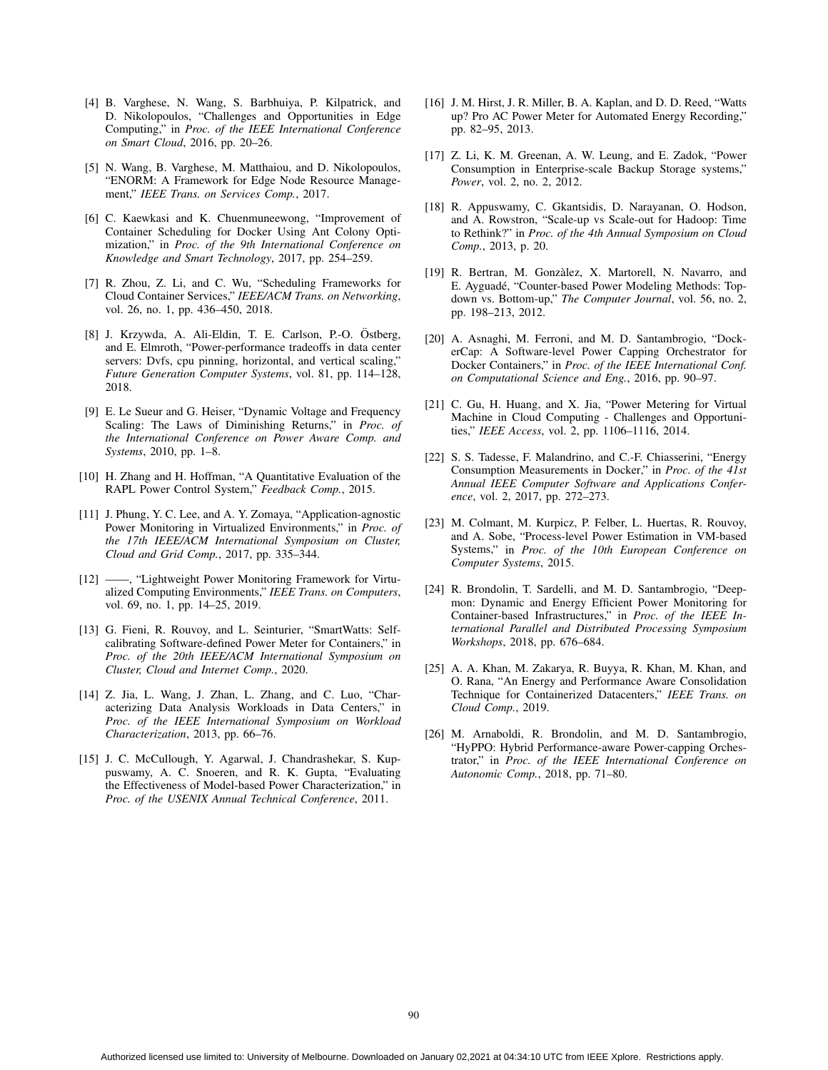[4] B. Varghese, N. Wang, S. Barbhuiya, P. Kilpatrick, and D. Nikolopoulos, "Challenges and Opportunities in Edge Computing," in *Proc. of the IEEE International Conference on Smart Cloud*, 2016, pp. 20–26.

[5] N. Wang, B. Varghese, M. Matthaiou, and D. Nikolopoulos, "ENORM: A Framework for Edge Node Resource Management," *IEEE Trans. on Services Comp.*, 2017.

[6] C. Kaewkasi and K. Chuenmuneewong, "Improvement of Container Scheduling for Docker Using Ant Colony Optimization," in *Proc. of the 9th International Conference on Knowledge and Smart Technology*, 2017, pp. 254–259.

[7] R. Zhou, Z. Li, and C. Wu, "Scheduling Frameworks for Cloud Container Services," *IEEE/ACM Trans. on Networking*, vol. 26, no. 1, pp. 436–450, 2018.

[8] J. Krzywda, A. Ali-Eldin, T. E. Carlson, P.-O. Östberg, and E. Elmroth, "Power-performance tradeoffs in data center servers: Dvfs, cpu pinning, horizontal, and vertical scaling," *Future Generation Computer Systems*, vol. 81, pp. 114–128, 2018.

[9] E. Le Sueur and G. Heiser, "Dynamic Voltage and Frequency Scaling: The Laws of Diminishing Returns," in *Proc. of the International Conference on Power Aware Comp. and Systems*, 2010, pp. 1–8.

[10] H. Zhang and H. Hoffman, "A Quantitative Evaluation of the RAPL Power Control System," *Feedback Comp.*, 2015.

[11] J. Phung, Y. C. Lee, and A. Y. Zomaya, "Application-agnostic Power Monitoring in Virtualized Environments," in *Proc. of the 17th IEEE/ACM International Symposium on Cluster, Cloud and Grid Comp.*, 2017, pp. 335–344.

[12] ——, "Lightweight Power Monitoring Framework for Virtualized Computing Environments," *IEEE Trans. on Computers*, vol. 69, no. 1, pp. 14–25, 2019.

[13] G. Fieni, R. Rouvoy, and L. Seinturier, "SmartWatts: Self-calibrating Software-defined Power Meter for Containers," in *Proc. of the 20th IEEE/ACM International Symposium on Cluster, Cloud and Internet Comp.*, 2020.

[14] Z. Jia, L. Wang, J. Zhan, L. Zhang, and C. Luo, "Characterizing Data Analysis Workloads in Data Centers," in *Proc. of the IEEE International Symposium on Workload Characterization*, 2013, pp. 66–76.

[15] J. C. McCullough, Y. Agarwal, J. Chandrashekar, S. Kuppuswamy, A. C. Snoeren, and R. K. Gupta, "Evaluating the Effectiveness of Model-based Power Characterization," in *Proc. of the USENIX Annual Technical Conference*, 2011.

[16] J. M. Hirst, J. R. Miller, B. A. Kaplan, and D. D. Reed, "Watts up? Pro AC Power Meter for Automated Energy Recording," pp. 82–95, 2013.

[17] Z. Li, K. M. Greenan, A. W. Leung, and E. Zadok, "Power Consumption in Enterprise-scale Backup Storage systems," *Power*, vol. 2, no. 2, 2012.

[18] R. Appuswamy, C. Gkantsidis, D. Narayanan, O. Hodson, and A. Rowstron, "Scale-up vs Scale-out for Hadoop: Time to Rethink?" in *Proc. of the 4th Annual Symposium on Cloud Comp.*, 2013, p. 20.

[19] R. Bertran, M. Gonzàlez, X. Martorell, N. Navarro, and E. Ayguadé, "Counter-based Power Modeling Methods: Top-down vs. Bottom-up," *The Computer Journal*, vol. 56, no. 2, pp. 198–213, 2012.

[20] A. Asnaghi, M. Ferroni, and M. D. Santambrogio, "DockerCap: A Software-level Power Capping Orchestrator for Docker Containers," in *Proc. of the IEEE International Conf. on Computational Science and Eng.*, 2016, pp. 90–97.

[21] C. Gu, H. Huang, and X. Jia, "Power Metering for Virtual Machine in Cloud Computing - Challenges and Opportunities," *IEEE Access*, vol. 2, pp. 1106–1116, 2014.

[22] S. S. Tadesse, F. Malandrino, and C.-F. Chiasserini, "Energy Consumption Measurements in Docker," in *Proc. of the 41st Annual IEEE Computer Software and Applications Conference*, vol. 2, 2017, pp. 272–273.

[23] M. Colmant, M. Kurpicz, P. Felber, L. Huertas, R. Rouvoy, and A. Sobe, "Process-level Power Estimation in VM-based Systems," in *Proc. of the 10th European Conference on Computer Systems*, 2015.

[24] R. Brondolin, T. Sardelli, and M. D. Santambrogio, "Deepmon: Dynamic and Energy Efficient Power Monitoring for Container-based Infrastructures," in *Proc. of the IEEE International Parallel and Distributed Processing Symposium Workshops*, 2018, pp. 676–684.

[25] A. A. Khan, M. Zakarya, R. Buyya, R. Khan, M. Khan, and O. Rana, "An Energy and Performance Aware Consolidation Technique for Containerized Datacenters," *IEEE Trans. on Cloud Comp.*, 2019.

[26] M. Arnaboldi, R. Brondolin, and M. D. Santambrogio, "HyPPO: Hybrid Performance-aware Power-capping Orchestrator," in *Proc. of the IEEE International Conference on Autonomic Comp.*, 2018, pp. 71–80.